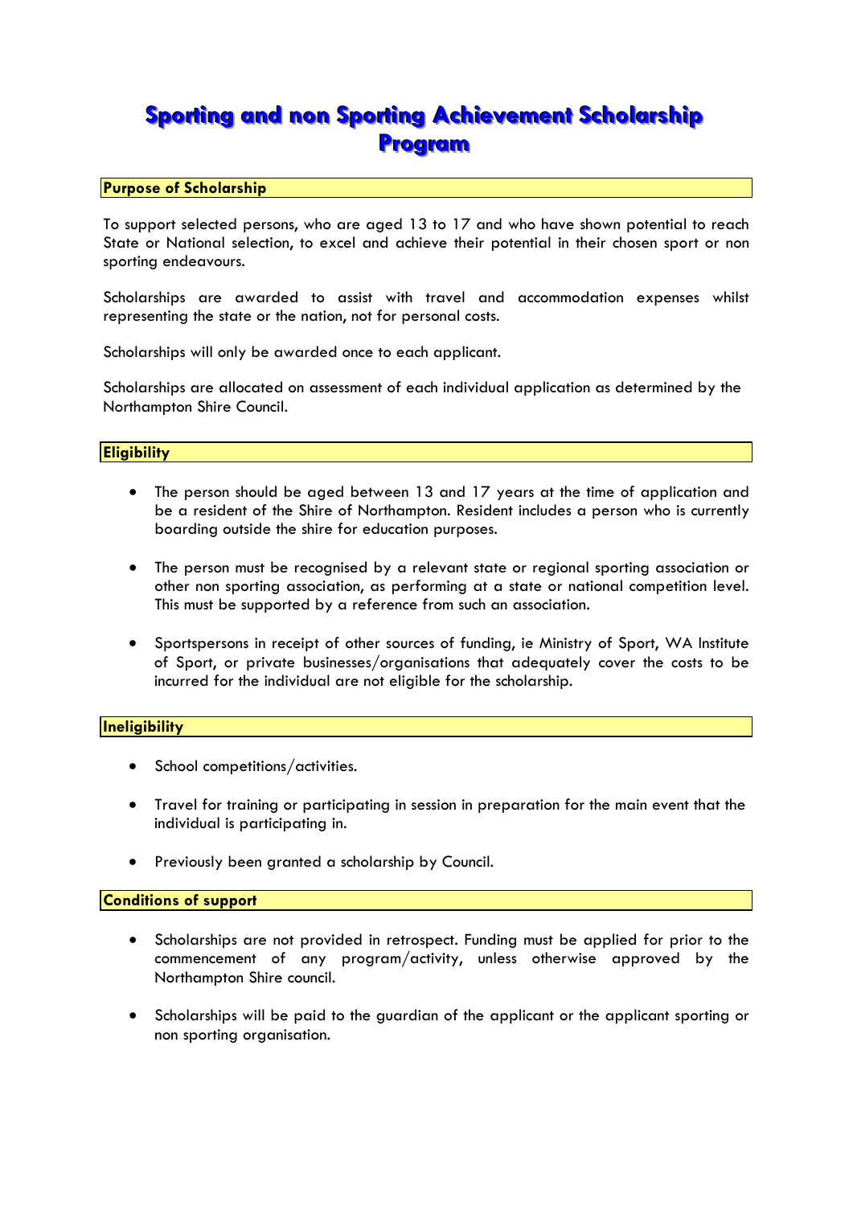# Sporting and non Sporting Achievement Scholarship Program

## Purpose of Scholarship

To support selected persons, who are aged 13 to 17 and who have shown potential to reach State or National selection, to excel and achieve their potential in their chosen sport or non sporting endeavours.

Scholarships are awarded to assist with travel and accommodation expenses whilst representing the state or the nation, not for personal costs.

Scholarships will only be awarded once to each applicant.

Scholarships are allocated on assessment of each individual application as determined by the Northampton Shire Council.

## Eligibility

- The person should be aged between 13 and 17 years at the time of application and be a resident of the Shire of Northampton. Resident includes a person who is currently boarding outside the shire for education purposes.
- The person must be recognised by a relevant state or regional sporting association or other non sporting association, as performing at a state or national competition level. This must be supported by a reference from such an association.
- Sportspersons in receipt of other sources of funding, ie Ministry of Sport, WA Institute of Sport, or private businesses/organisations that adequately cover the costs to be incurred for the individual are not eligible for the scholarship.

## Ineligibility

- School competitions/activities.
- Travel for training or participating in session in preparation for the main event that the individual is participating in.
- Previously been granted a scholarship by Council.

## Conditions of support

- Scholarships are not provided in retrospect. Funding must be applied for prior to the commencement of any program/activity, unless otherwise approved by the Northampton Shire council.
- Scholarships will be paid to the guardian of the applicant or the applicant sporting or non sporting organisation.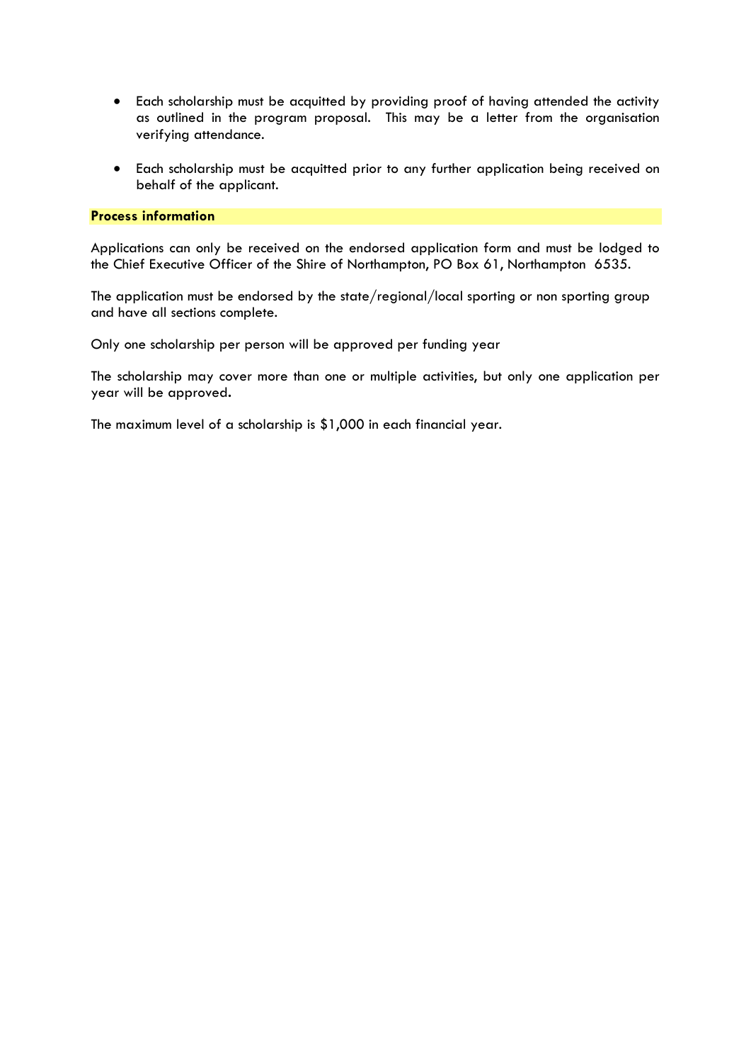- Each scholarship must be acquitted by providing proof of having attended the activity as outlined in the program proposal. This may be a letter from the organisation verifying attendance.

- Each scholarship must be acquitted prior to any further application being received on behalf of the applicant.

## Process information

Applications can only be received on the endorsed application form and must be lodged to the Chief Executive Officer of the Shire of Northampton, PO Box 61, Northampton 6535.

The application must be endorsed by the state/regional/local sporting or non sporting group and have all sections complete.

Only one scholarship per person will be approved per funding year

The scholarship may cover more than one or multiple activities, but only one application per year will be approved.

The maximum level of a scholarship is $1,000 in each financial year.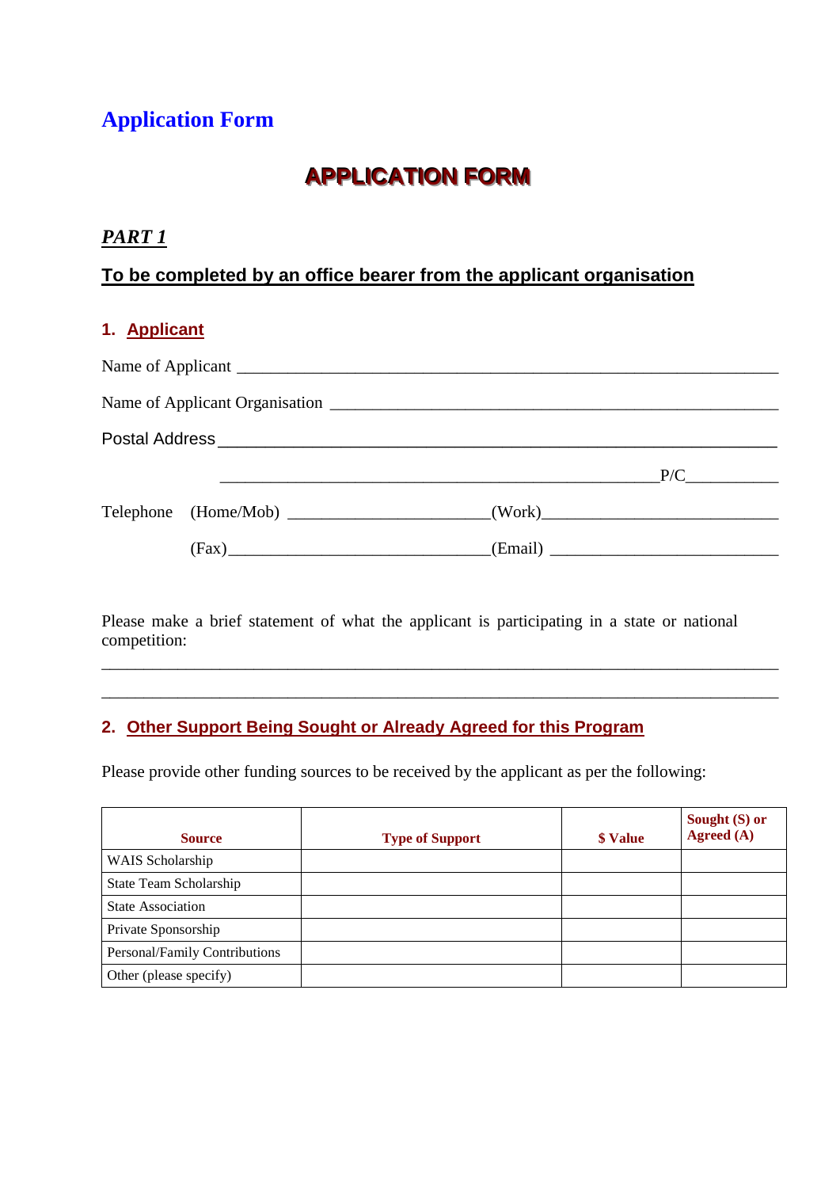# Application Form

## APPLICATION FORM

***PART 1***

**To be completed by an office bearer from the applicant organisation**

### 1. Applicant

Name of Applicant ______________________________________________________________

Name of Applicant Organisation __________________________________________________

Postal Address _________________________________________________________________

_______________________________________________ P/C__________

Telephone (Home/Mob) ______________________(Work)__________________________

(Fax)_____________________________(Email) __________________________

Please make a brief statement of what the applicant is participating in a state or national competition:

_____________________________________________________________________________

_____________________________________________________________________________

### 2. Other Support Being Sought or Already Agreed for this Program

Please provide other funding sources to be received by the applicant as per the following:

| Source | Type of Support | $ Value | Sought (S) or Agreed (A) |
|---|---|---|---|
| WAIS Scholarship | | | |
| State Team Scholarship | | | |
| State Association | | | |
| Private Sponsorship | | | |
| Personal/Family Contributions | | | |
| Other (please specify) | | | |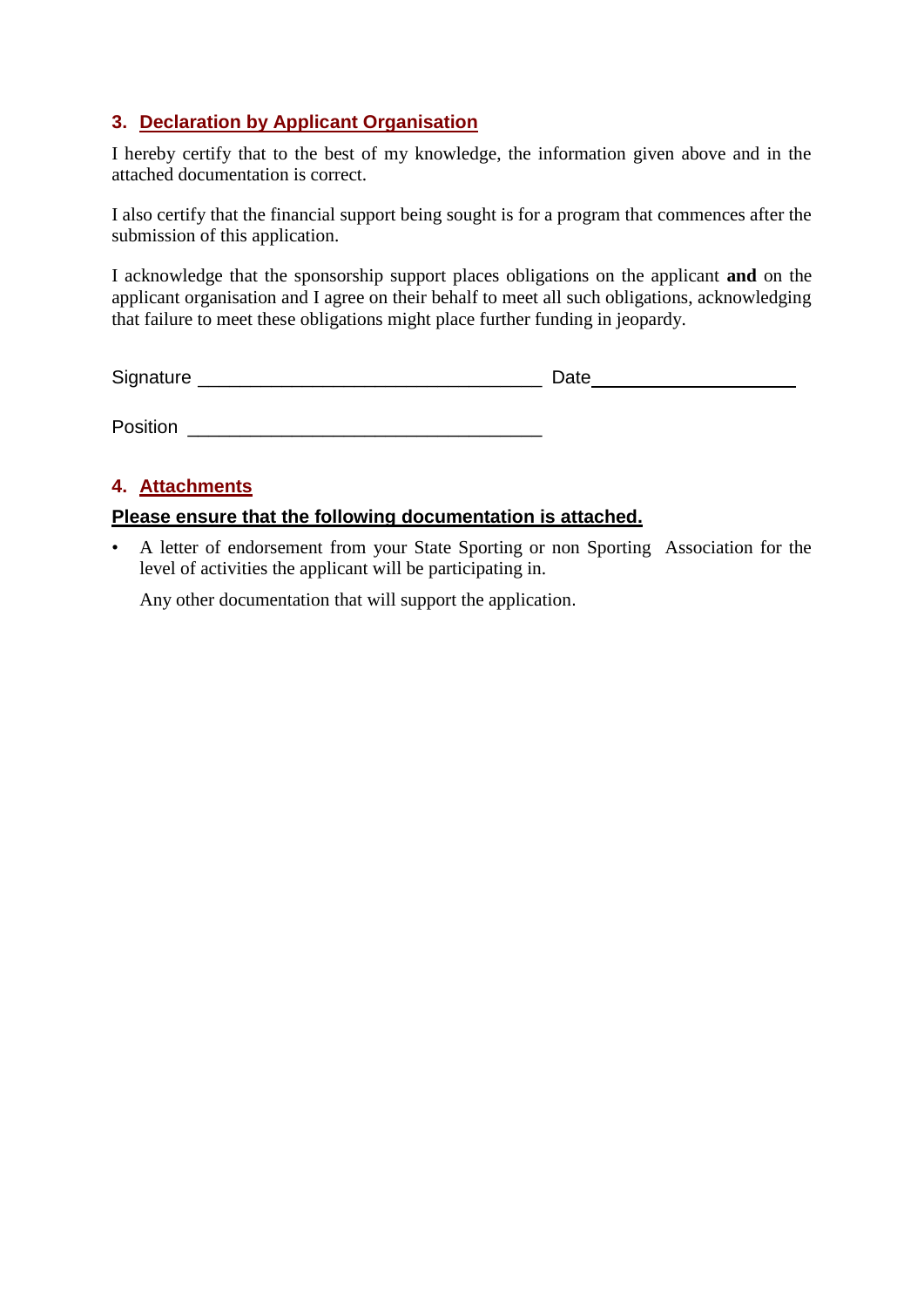## 3. Declaration by Applicant Organisation

I hereby certify that to the best of my knowledge, the information given above and in the attached documentation is correct.

I also certify that the financial support being sought is for a program that commences after the submission of this application.

I acknowledge that the sponsorship support places obligations on the applicant **and** on the applicant organisation and I agree on their behalf to meet all such obligations, acknowledging that failure to meet these obligations might place further funding in jeopardy.

Signature ________________________________ Date____________________

Position _________________________________

## 4. Attachments

**Please ensure that the following documentation is attached.**

- A letter of endorsement from your State Sporting or non Sporting Association for the level of activities the applicant will be participating in.

  Any other documentation that will support the application.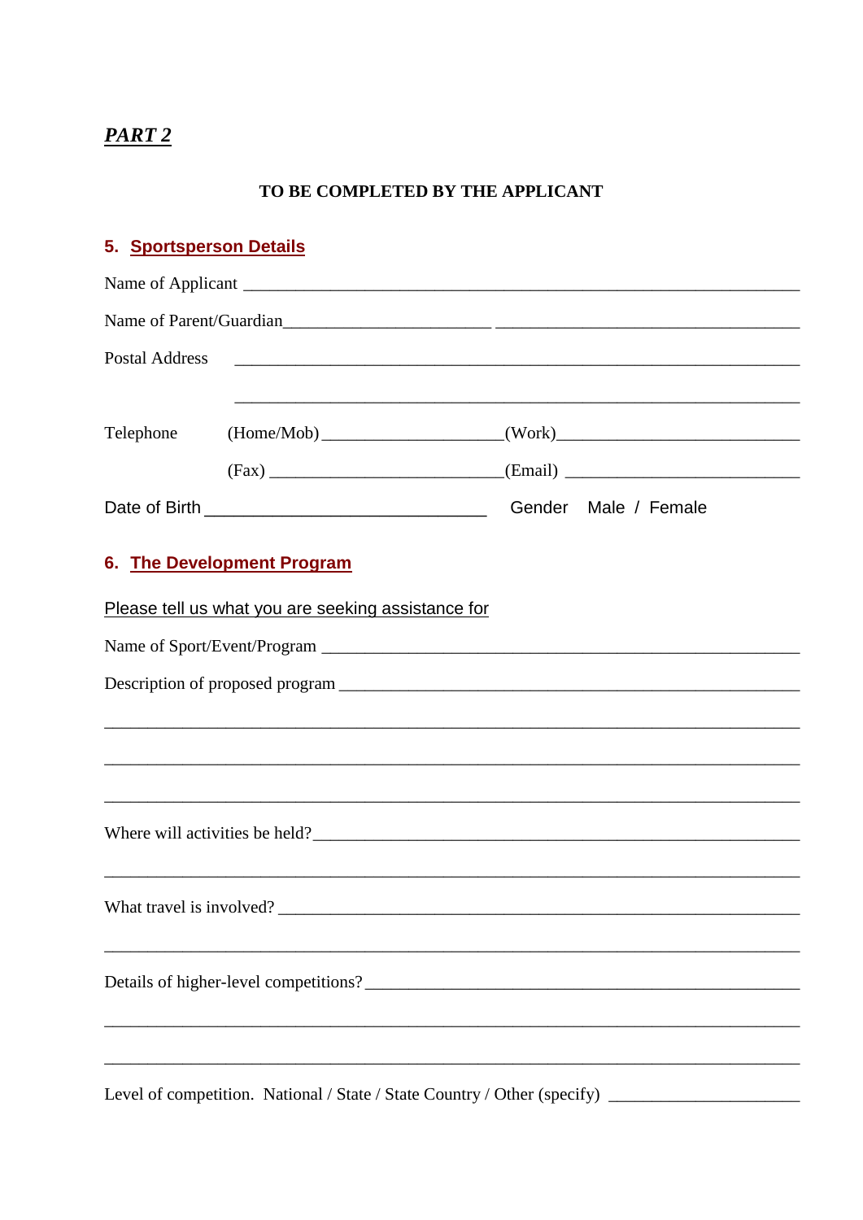***PART 2***

**TO BE COMPLETED BY THE APPLICANT**

## 5. Sportsperson Details

Name of Applicant ____________________________________________________________

Name of Parent/Guardian_______________________ ________________________________

Postal Address ______________________________________________________________

______________________________________________________________

Telephone (Home/Mob) ___________________(Work)___________________________

(Fax) _________________________(Email) _________________________

Date of Birth ______________________________ Gender Male / Female

## 6. The Development Program

Please tell us what you are seeking assistance for

Name of Sport/Event/Program ___________________________________________________

Description of proposed program ________________________________________________

_______________________________________________________________________________

_______________________________________________________________________________

_______________________________________________________________________________

Where will activities be held?___________________________________________________

_______________________________________________________________________________

What travel is involved? _______________________________________________________

_______________________________________________________________________________

Details of higher-level competitions? _____________________________________________

_______________________________________________________________________________

_______________________________________________________________________________

Level of competition. National / State / State Country / Other (specify) ____________________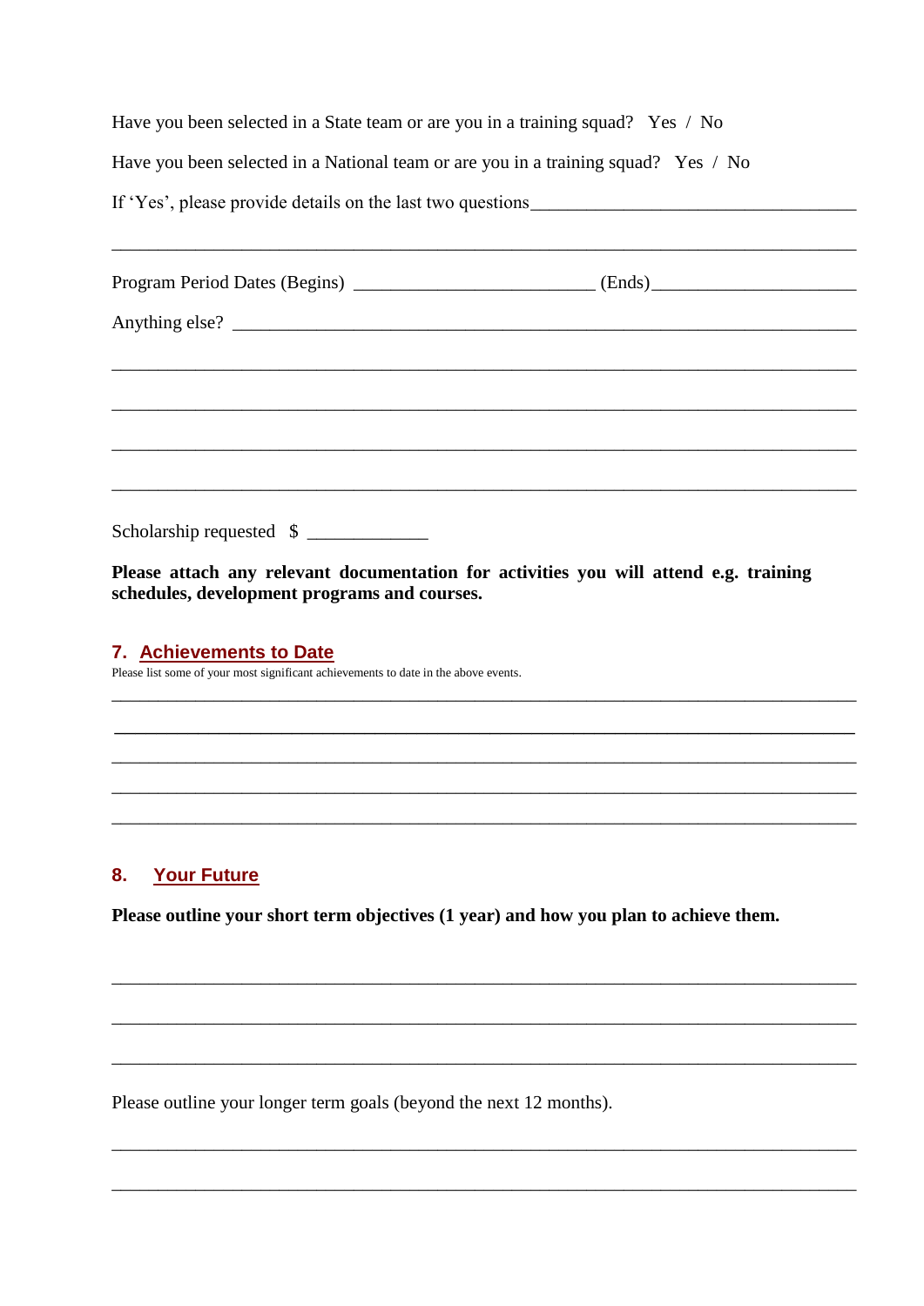Have you been selected in a State team or are you in a training squad? Yes / No

Have you been selected in a National team or are you in a training squad? Yes / No

If 'Yes', please provide details on the last two questions___________________________________

_____________________________________________________________________________

Program Period Dates (Begins) ________________________ (Ends)____________________

Anything else? ______________________________________________________________

_____________________________________________________________________________

_____________________________________________________________________________

_____________________________________________________________________________

_____________________________________________________________________________

Scholarship requested $ ____________

**Please attach any relevant documentation for activities you will attend e.g. training schedules, development programs and courses.**

## 7. Achievements to Date

Please list some of your most significant achievements to date in the above events.

_____________________________________________________________________________

_____________________________________________________________________________

_____________________________________________________________________________

_____________________________________________________________________________

_____________________________________________________________________________

## 8. Your Future

**Please outline your short term objectives (1 year) and how you plan to achieve them.**

_____________________________________________________________________________

_____________________________________________________________________________

_____________________________________________________________________________

Please outline your longer term goals (beyond the next 12 months).

_____________________________________________________________________________

_____________________________________________________________________________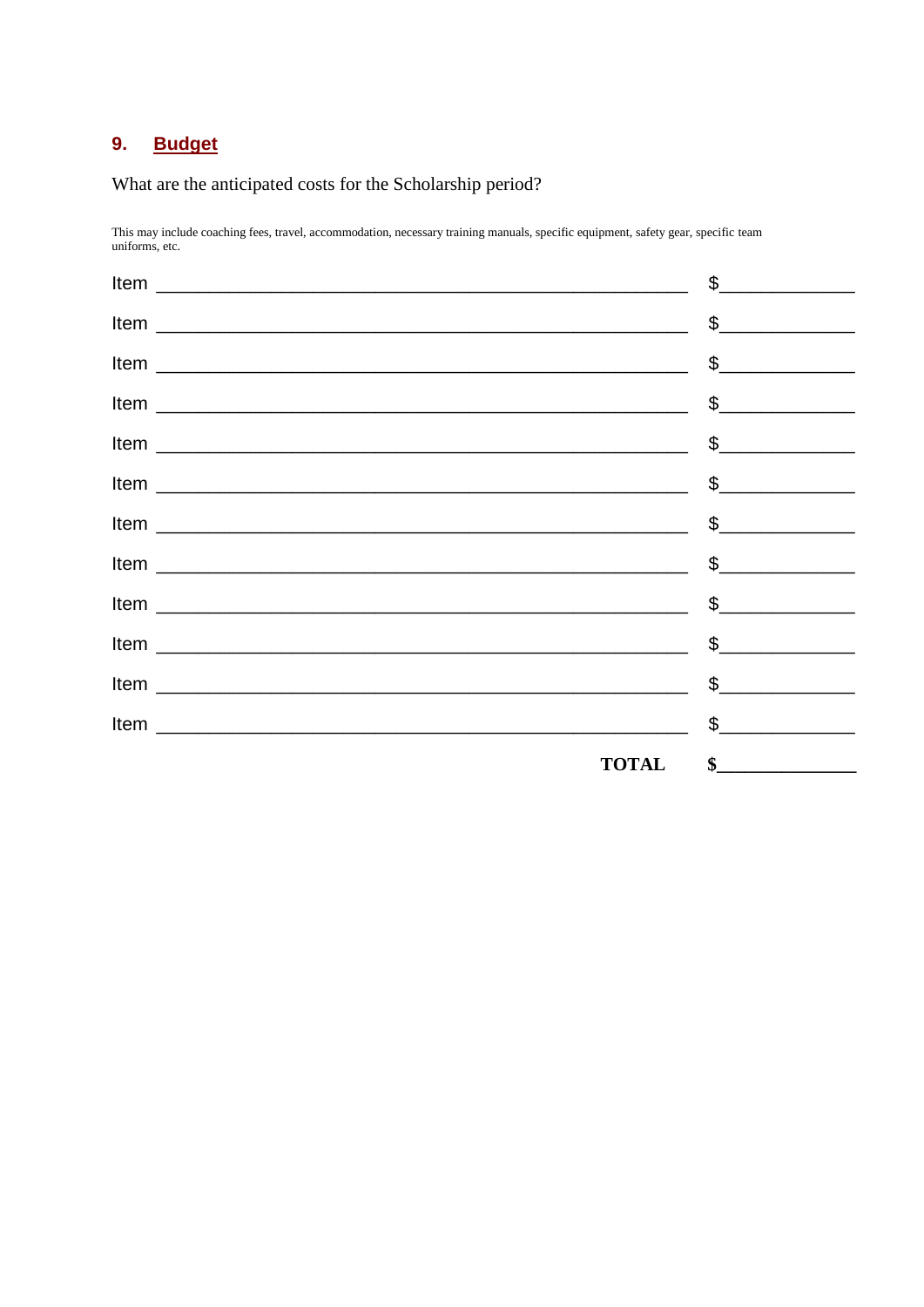## 9. Budget

What are the anticipated costs for the Scholarship period?

This may include coaching fees, travel, accommodation, necessary training manuals, specific equipment, safety gear, specific team uniforms, etc.

Item ______________________________________________________ $_____________

Item ______________________________________________________ $_____________

Item ______________________________________________________ $_____________

Item ______________________________________________________ $_____________

Item ______________________________________________________ $_____________

Item ______________________________________________________ $_____________

Item ______________________________________________________ $_____________

Item ______________________________________________________ $_____________

Item ______________________________________________________ $_____________

Item ______________________________________________________ $_____________

Item ______________________________________________________ $_____________

Item ______________________________________________________ $_____________

**TOTAL** **$_____________**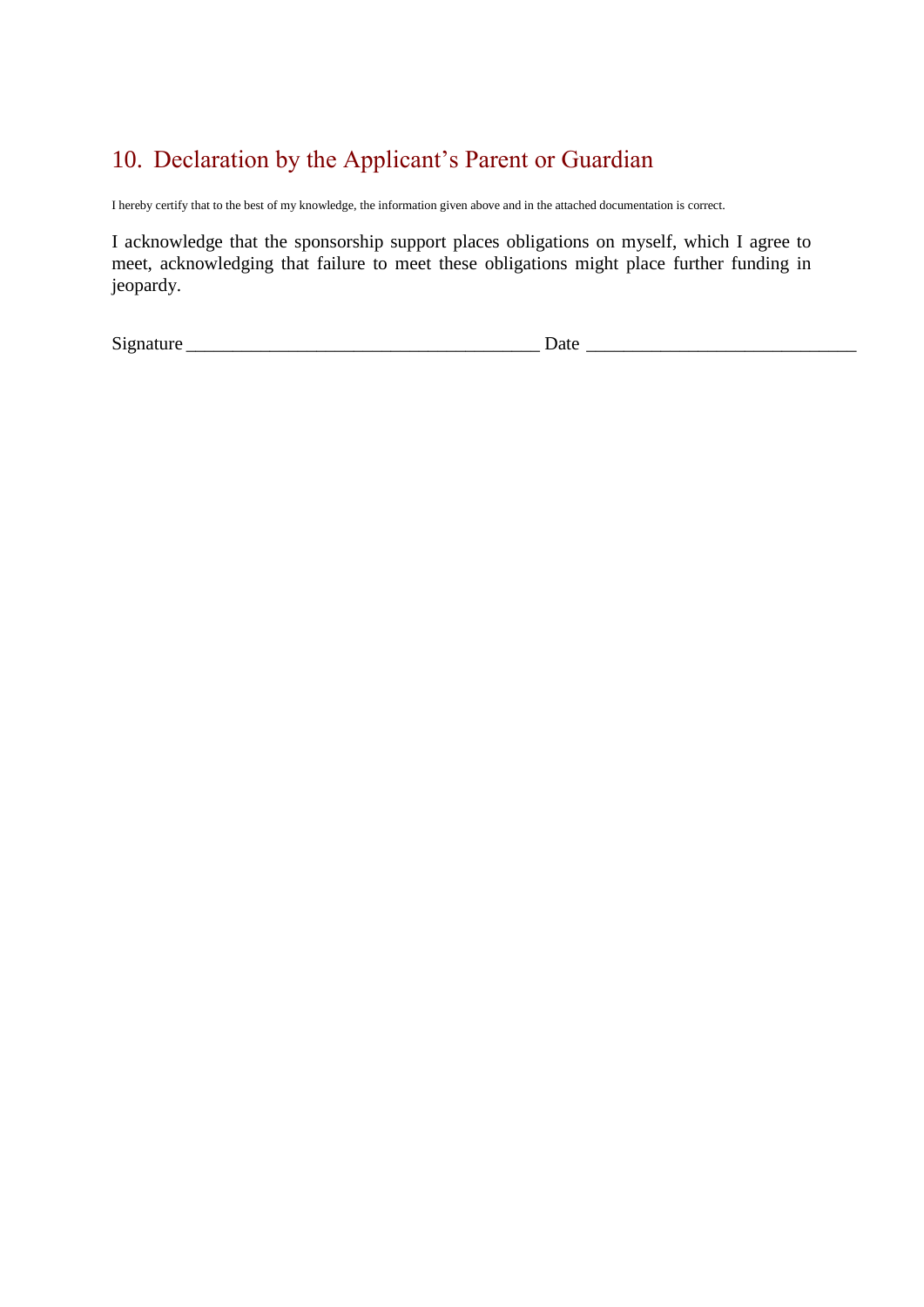## 10. Declaration by the Applicant's Parent or Guardian

I hereby certify that to the best of my knowledge, the information given above and in the attached documentation is correct.

I acknowledge that the sponsorship support places obligations on myself, which I agree to meet, acknowledging that failure to meet these obligations might place further funding in jeopardy.

Signature ______________________________________ Date ____________________________